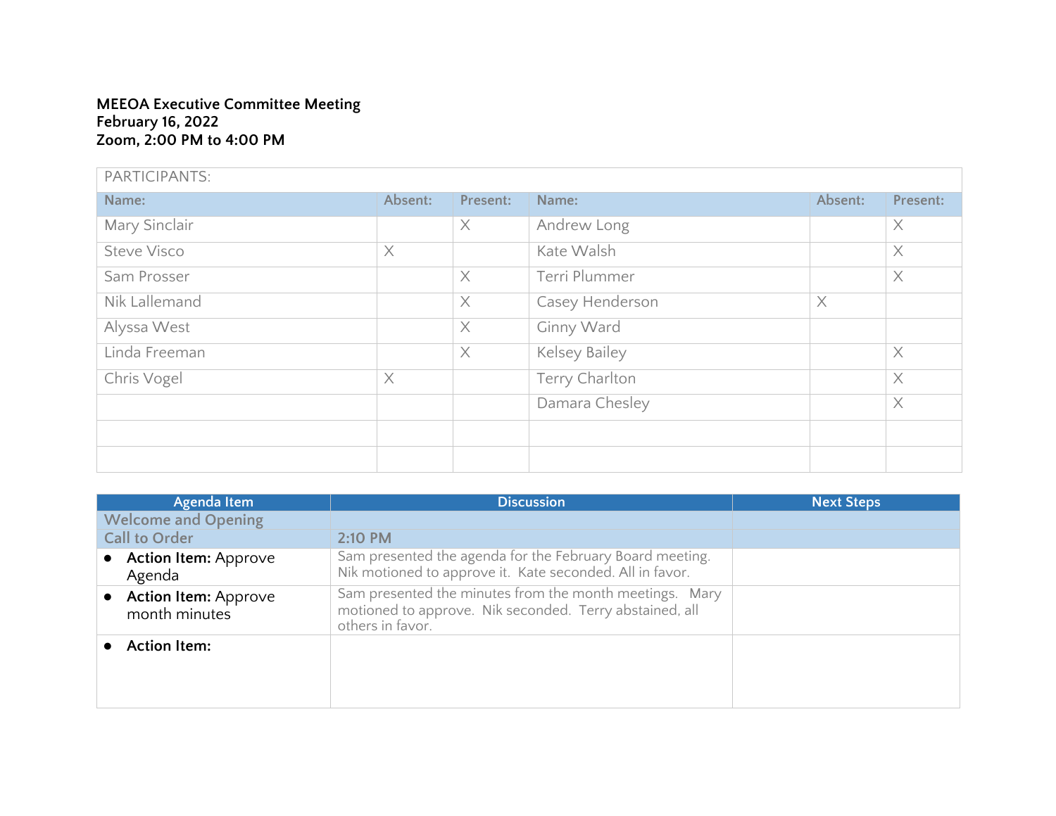**MEEOA Executive Committee Meeting**
**February 16, 2022**
**Zoom, 2:00 PM to 4:00 PM**

| PARTICIPANTS: | | | | | |
|---|---|---|---|---|---|
| Name: | Absent: | Present: | Name: | Absent: | Present: |
| Mary Sinclair | | X | Andrew Long | | X |
| Steve Visco | X | | Kate Walsh | | X |
| Sam Prosser | | X | Terri Plummer | | X |
| Nik Lallemand | | X | Casey Henderson | X | |
| Alyssa West | | X | Ginny Ward | | |
| Linda Freeman | | X | Kelsey Bailey | | X |
| Chris Vogel | X | | Terry Charlton | | X |
| | | | Damara Chesley | | X |
| | | | | | |
| | | | | | |

| Agenda Item | Discussion | Next Steps |
|---|---|---|
| Welcome and Opening | | |
| Call to Order | 2:10 PM | |
| • **Action Item:** Approve Agenda | Sam presented the agenda for the February Board meeting. Nik motioned to approve it. Kate seconded. All in favor. | |
| • **Action Item:** Approve month minutes | Sam presented the minutes from the month meetings. Mary motioned to approve. Nik seconded. Terry abstained, all others in favor. | |
| • **Action Item:** | | |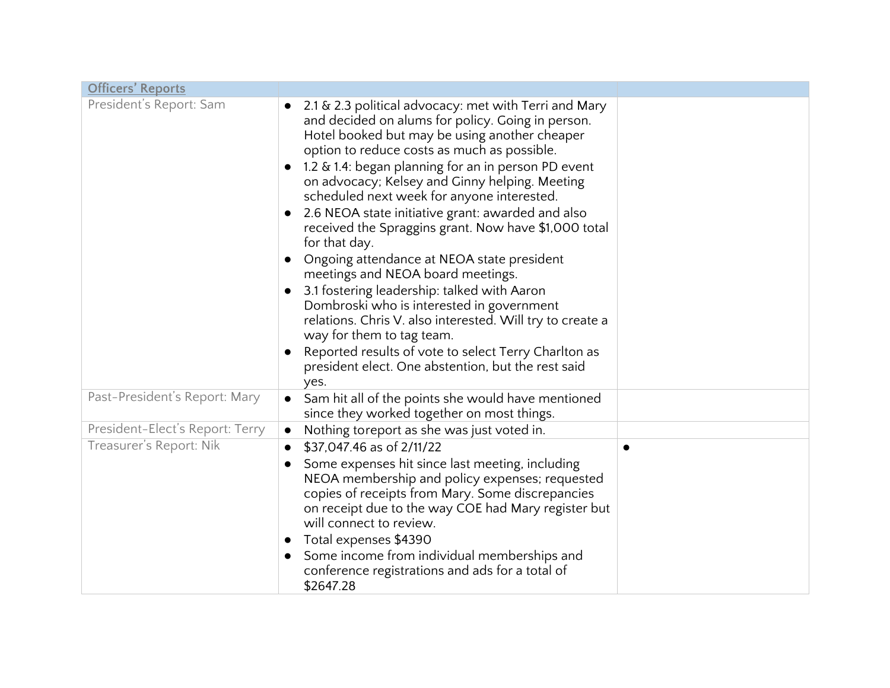| **Officers' Reports** | | |
|---|---|---|
| President's Report: Sam | • 2.1 & 2.3 political advocacy: met with Terri and Mary and decided on alums for policy. Going in person. Hotel booked but may be using another cheaper option to reduce costs as much as possible.<br>• 1.2 & 1.4: began planning for an in person PD event on advocacy; Kelsey and Ginny helping. Meeting scheduled next week for anyone interested.<br>• 2.6 NEOA state initiative grant: awarded and also received the Spraggins grant. Now have $1,000 total for that day.<br>• Ongoing attendance at NEOA state president meetings and NEOA board meetings.<br>• 3.1 fostering leadership: talked with Aaron Dombroski who is interested in government relations. Chris V. also interested. Will try to create a way for them to tag team.<br>• Reported results of vote to select Terry Charlton as president elect. One abstention, but the rest said yes. | |
| Past-President's Report: Mary | • Sam hit all of the points she would have mentioned since they worked together on most things. | |
| President-Elect's Report: Terry | • Nothing toreport as she was just voted in. | |
| Treasurer's Report: Nik | • $37,047.46 as of 2/11/22<br>• Some expenses hit since last meeting, including NEOA membership and policy expenses; requested copies of receipts from Mary. Some discrepancies on receipt due to the way COE had Mary register but will connect to review.<br>• Total expenses $4390<br>• Some income from individual memberships and conference registrations and ads for a total of $2647.28 | • |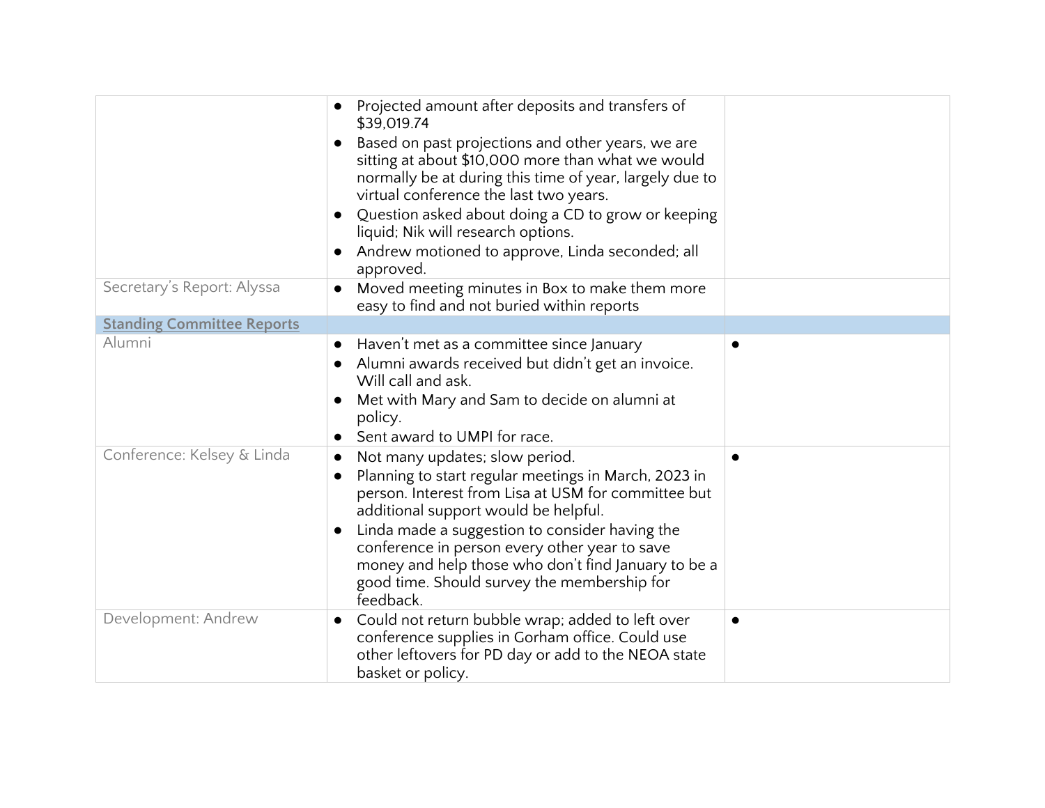| | | |
|---|---|---|
| | • Projected amount after deposits and transfers of \$39,019.74<br>• Based on past projections and other years, we are sitting at about \$10,000 more than what we would normally be at during this time of year, largely due to virtual conference the last two years.<br>• Question asked about doing a CD to grow or keeping liquid; Nik will research options.<br>• Andrew motioned to approve, Linda seconded; all approved. | |
| Secretary's Report: Alyssa | • Moved meeting minutes in Box to make them more easy to find and not buried within reports | |
| **Standing Committee Reports** | | |
| Alumni | • Haven't met as a committee since January<br>• Alumni awards received but didn't get an invoice. Will call and ask.<br>• Met with Mary and Sam to decide on alumni at policy.<br>• Sent award to UMPI for race. | • |
| Conference: Kelsey & Linda | • Not many updates; slow period.<br>• Planning to start regular meetings in March, 2023 in person. Interest from Lisa at USM for committee but additional support would be helpful.<br>• Linda made a suggestion to consider having the conference in person every other year to save money and help those who don't find January to be a good time. Should survey the membership for feedback. | • |
| Development: Andrew | • Could not return bubble wrap; added to left over conference supplies in Gorham office. Could use other leftovers for PD day or add to the NEOA state basket or policy. | • |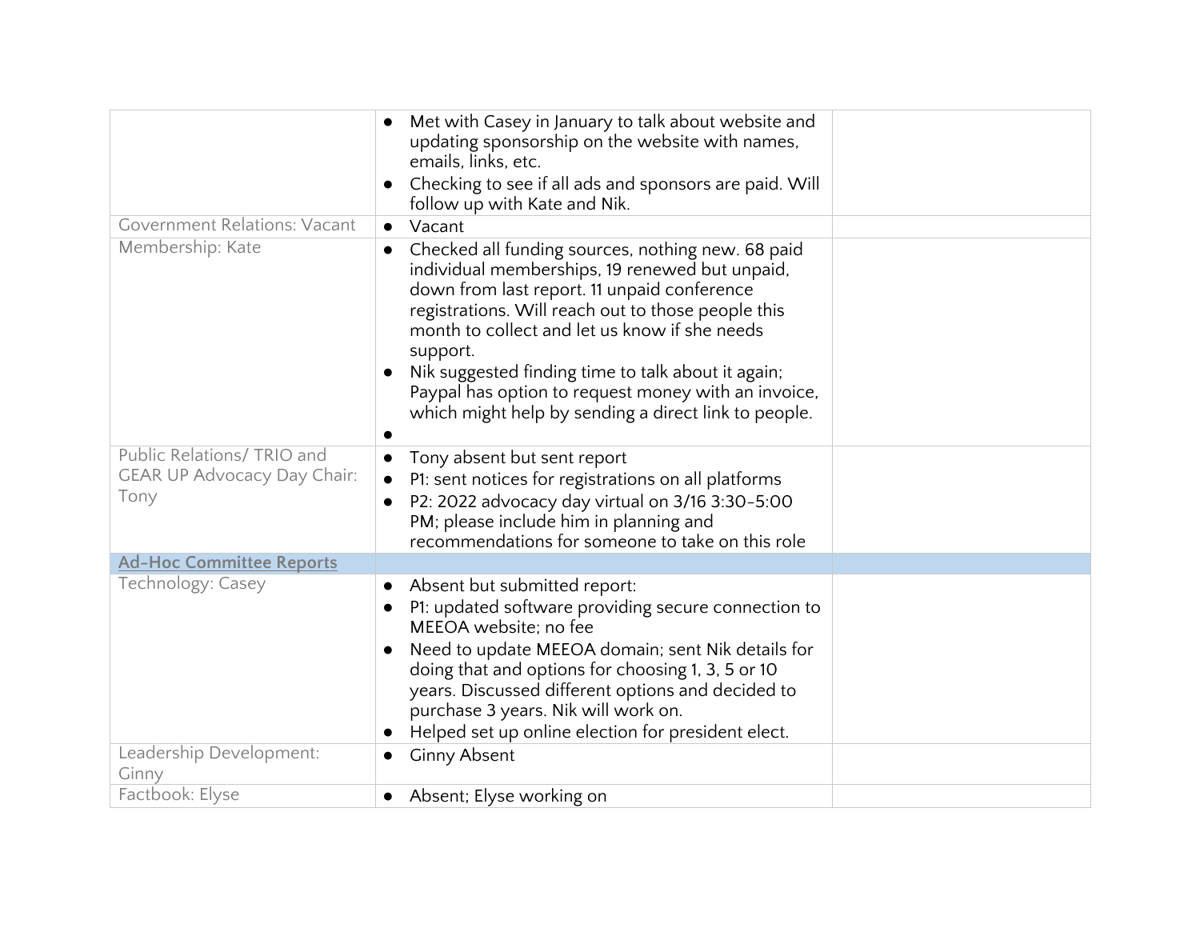| | | |
|---|---|---|
| | • Met with Casey in January to talk about website and updating sponsorship on the website with names, emails, links, etc.<br>• Checking to see if all ads and sponsors are paid. Will follow up with Kate and Nik. | |
| Government Relations: Vacant | • Vacant | |
| Membership: Kate | • Checked all funding sources, nothing new. 68 paid individual memberships, 19 renewed but unpaid, down from last report. 11 unpaid conference registrations. Will reach out to those people this month to collect and let us know if she needs support.<br>• Nik suggested finding time to talk about it again; Paypal has option to request money with an invoice, which might help by sending a direct link to people.<br>• | |
| Public Relations/ TRIO and GEAR UP Advocacy Day Chair: Tony | • Tony absent but sent report<br>• P1: sent notices for registrations on all platforms<br>• P2: 2022 advocacy day virtual on 3/16 3:30-5:00 PM; please include him in planning and recommendations for someone to take on this role | |
| **Ad-Hoc Committee Reports** | | |
| Technology: Casey | • Absent but submitted report:<br>• P1: updated software providing secure connection to MEEOA website; no fee<br>• Need to update MEEOA domain; sent Nik details for doing that and options for choosing 1, 3, 5 or 10 years. Discussed different options and decided to purchase 3 years. Nik will work on.<br>• Helped set up online election for president elect. | |
| Leadership Development: Ginny | • Ginny Absent | |
| Factbook: Elyse | • Absent; Elyse working on | |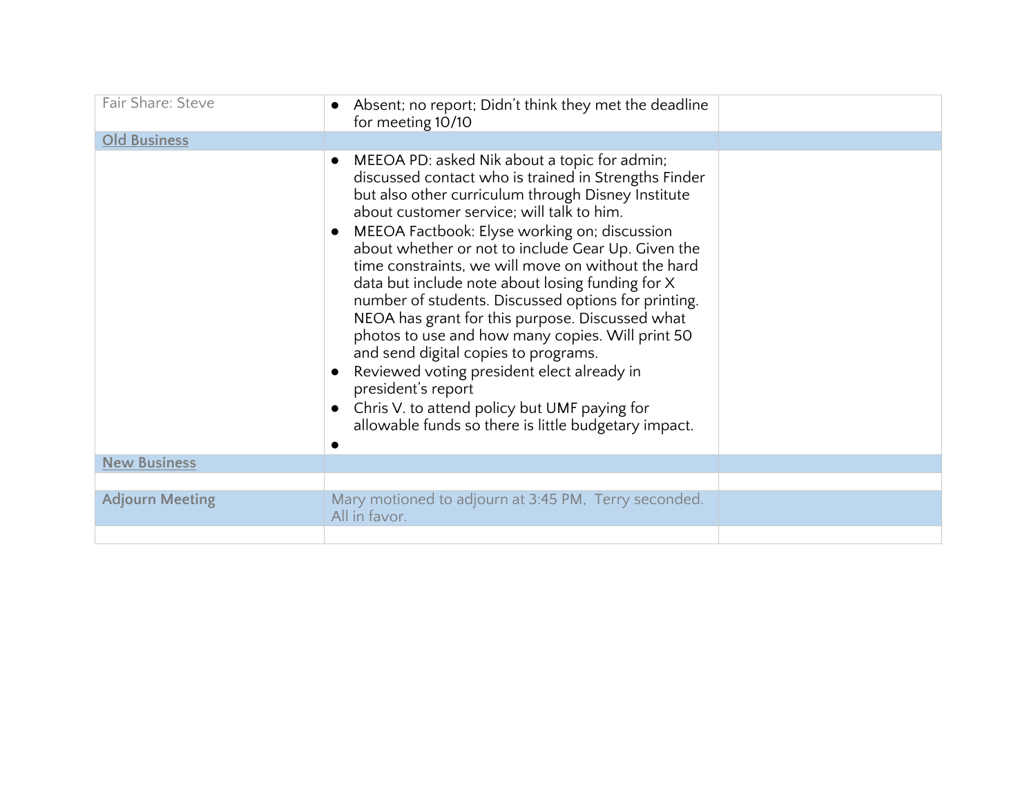| | | |
|---|---|---|
| Fair Share: Steve | • Absent; no report; Didn't think they met the deadline for meeting 10/10 | |
| **Old Business** | | |
| | • MEEOA PD: asked Nik about a topic for admin; discussed contact who is trained in Strengths Finder but also other curriculum through Disney Institute about customer service; will talk to him.<br>• MEEOA Factbook: Elyse working on; discussion about whether or not to include Gear Up. Given the time constraints, we will move on without the hard data but include note about losing funding for X number of students. Discussed options for printing. NEOA has grant for this purpose. Discussed what photos to use and how many copies. Will print 50 and send digital copies to programs.<br>• Reviewed voting president elect already in president's report<br>• Chris V. to attend policy but UMF paying for allowable funds so there is little budgetary impact.<br>• | |
| **New Business** | | |
| | | |
| **Adjourn Meeting** | Mary motioned to adjourn at 3:45 PM, Terry seconded. All in favor. | |
| | | |